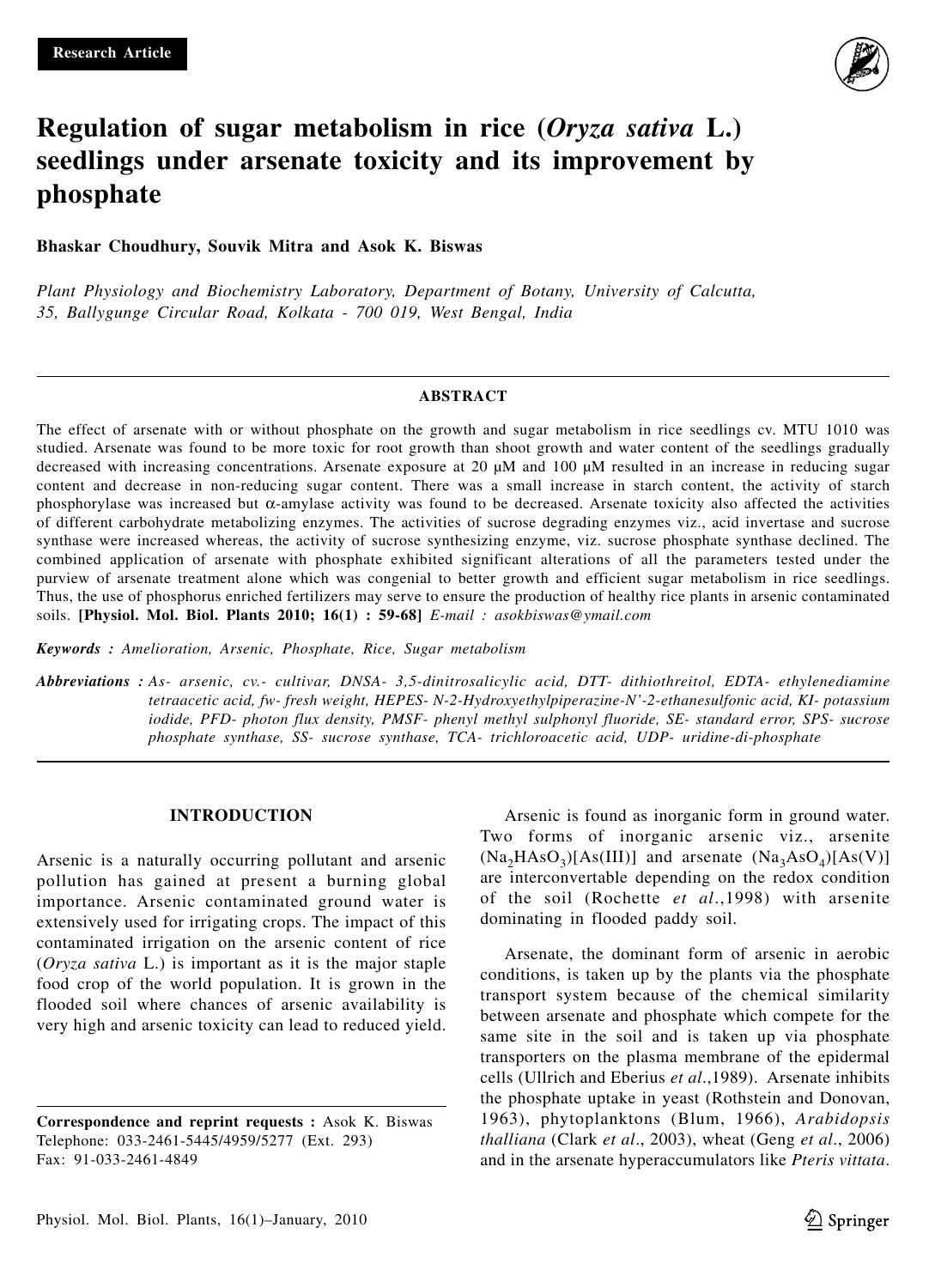Research Article

# Regulation of sugar metabolism in rice (*Oryza sativa* L.) seedlings under arsenate toxicity and its improvement by phosphate

**Bhaskar Choudhury, Souvik Mitra and Asok K. Biswas**

*Plant Physiology and Biochemistry Laboratory, Department of Botany, University of Calcutta, 35, Ballygunge Circular Road, Kolkata - 700 019, West Bengal, India*

## ABSTRACT

The effect of arsenate with or without phosphate on the growth and sugar metabolism in rice seedlings cv. MTU 1010 was studied. Arsenate was found to be more toxic for root growth than shoot growth and water content of the seedlings gradually decreased with increasing concentrations. Arsenate exposure at 20 μM and 100 μM resulted in an increase in reducing sugar content and decrease in non-reducing sugar content. There was a small increase in starch content, the activity of starch phosphorylase was increased but α-amylase activity was found to be decreased. Arsenate toxicity also affected the activities of different carbohydrate metabolizing enzymes. The activities of sucrose degrading enzymes viz., acid invertase and sucrose synthase were increased whereas, the activity of sucrose synthesizing enzyme, viz. sucrose phosphate synthase declined. The combined application of arsenate with phosphate exhibited significant alterations of all the parameters tested under the purview of arsenate treatment alone which was congenial to better growth and efficient sugar metabolism in rice seedlings. Thus, the use of phosphorus enriched fertilizers may serve to ensure the production of healthy rice plants in arsenic contaminated soils. **[Physiol. Mol. Biol. Plants 2010; 16(1) : 59-68]** *E-mail : asokbiswas@ymail.com*

***Keywords :*** *Amelioration, Arsenic, Phosphate, Rice, Sugar metabolism*

***Abbreviations :*** *As- arsenic, cv.- cultivar, DNSA- 3,5-dinitrosalicylic acid, DTT- dithiothreitol, EDTA- ethylenediamine tetraacetic acid, fw- fresh weight, HEPES- N-2-Hydroxyethylpiperazine-N'-2-ethanesulfonic acid, KI- potassium iodide, PFD- photon flux density, PMSF- phenyl methyl sulphonyl fluoride, SE- standard error, SPS- sucrose phosphate synthase, SS- sucrose synthase, TCA- trichloroacetic acid, UDP- uridine-di-phosphate*

## INTRODUCTION

Arsenic is a naturally occurring pollutant and arsenic pollution has gained at present a burning global importance. Arsenic contaminated ground water is extensively used for irrigating crops. The impact of this contaminated irrigation on the arsenic content of rice (*Oryza sativa* L.) is important as it is the major staple food crop of the world population. It is grown in the flooded soil where chances of arsenic availability is very high and arsenic toxicity can lead to reduced yield.

Arsenic is found as inorganic form in ground water. Two forms of inorganic arsenic viz., arsenite ($Na_2HAsO_3$)[As(III)] and arsenate ($Na_3AsO_4$)[As(V)] are interconvertable depending on the redox condition of the soil (Rochette *et al*.,1998) with arsenite dominating in flooded paddy soil.

Arsenate, the dominant form of arsenic in aerobic conditions, is taken up by the plants via the phosphate transport system because of the chemical similarity between arsenate and phosphate which compete for the same site in the soil and is taken up via phosphate transporters on the plasma membrane of the epidermal cells (Ullrich and Eberius *et al*.,1989). Arsenate inhibits the phosphate uptake in yeast (Rothstein and Donovan, 1963), phytoplanktons (Blum, 1966), *Arabidopsis thalliana* (Clark *et al*., 2003), wheat (Geng *et al*., 2006) and in the arsenate hyperaccumulators like *Pteris vittata*.

**Correspondence and reprint requests :** Asok K. Biswas
Telephone: 033-2461-5445/4959/5277 (Ext. 293)
Fax: 91-033-2461-4849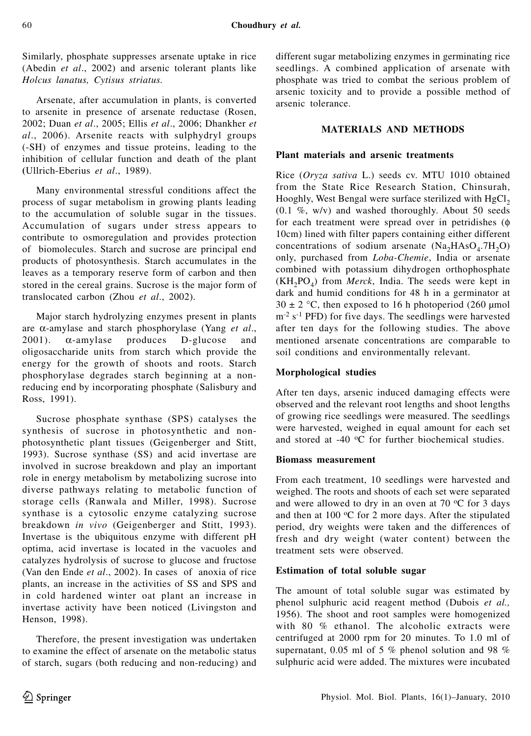Similarly, phosphate suppresses arsenate uptake in rice (Abedin *et al*., 2002) and arsenic tolerant plants like *Holcus lanatus, Cytisus striatus.*

Arsenate, after accumulation in plants, is converted to arsenite in presence of arsenate reductase (Rosen, 2002; Duan *et al*., 2005; Ellis *et al*., 2006; Dhankher *et al*., 2006). Arsenite reacts with sulphydryl groups (-SH) of enzymes and tissue proteins, leading to the inhibition of cellular function and death of the plant (Ullrich-Eberius *et al*., 1989).

Many environmental stressful conditions affect the process of sugar metabolism in growing plants leading to the accumulation of soluble sugar in the tissues. Accumulation of sugars under stress appears to contribute to osmoregulation and provides protection of biomolecules. Starch and sucrose are principal end products of photosynthesis. Starch accumulates in the leaves as a temporary reserve form of carbon and then stored in the cereal grains. Sucrose is the major form of translocated carbon (Zhou *et al*., 2002).

Major starch hydrolyzing enzymes present in plants are $\alpha$-amylase and starch phosphorylase (Yang *et al*., 2001). $\alpha$-amylase produces D-glucose and oligosaccharide units from starch which provide the energy for the growth of shoots and roots. Starch phosphorylase degrades starch beginning at a non-reducing end by incorporating phosphate (Salisbury and Ross, 1991).

Sucrose phosphate synthase (SPS) catalyses the synthesis of sucrose in photosynthetic and non-photosynthetic plant tissues (Geigenberger and Stitt, 1993). Sucrose synthase (SS) and acid invertase are involved in sucrose breakdown and play an important role in energy metabolism by metabolizing sucrose into diverse pathways relating to metabolic function of storage cells (Ranwala and Miller, 1998). Sucrose synthase is a cytosolic enzyme catalyzing sucrose breakdown *in vivo* (Geigenberger and Stitt, 1993). Invertase is the ubiquitous enzyme with different pH optima, acid invertase is located in the vacuoles and catalyzes hydrolysis of sucrose to glucose and fructose (Van den Ende *et al*., 2002). In cases of anoxia of rice plants, an increase in the activities of SS and SPS and in cold hardened winter oat plant an increase in invertase activity have been noticed (Livingston and Henson, 1998).

Therefore, the present investigation was undertaken to examine the effect of arsenate on the metabolic status of starch, sugars (both reducing and non-reducing) and different sugar metabolizing enzymes in germinating rice seedlings. A combined application of arsenate with phosphate was tried to combat the serious problem of arsenic toxicity and to provide a possible method of arsenic tolerance.

## MATERIALS AND METHODS

### Plant materials and arsenic treatments

Rice (*Oryza sativa* L.) seeds cv. MTU 1010 obtained from the State Rice Research Station, Chinsurah, Hooghly, West Bengal were surface sterilized with $HgCl_2$ (0.1 %, w/v) and washed thoroughly. About 50 seeds for each treatment were spread over in petridishes ($\phi$ 10cm) lined with filter papers containing either different concentrations of sodium arsenate ($Na_2HAsO_4.7H_2O$) only, purchased from *Loba-Chemie*, India or arsenate combined with potassium dihydrogen orthophosphate ($KH_2PO_4$) from *Merck*, India. The seeds were kept in dark and humid conditions for 48 h in a germinator at 30 ± 2 °C, then exposed to 16 h photoperiod (260 µmol $m^{-2}$ $s^{-1}$ PFD) for five days. The seedlings were harvested after ten days for the following studies. The above mentioned arsenate concentrations are comparable to soil conditions and environmentally relevant.

### Morphological studies

After ten days, arsenic induced damaging effects were observed and the relevant root lengths and shoot lengths of growing rice seedlings were measured. The seedlings were harvested, weighed in equal amount for each set and stored at -40 °C for further biochemical studies.

### Biomass measurement

From each treatment, 10 seedlings were harvested and weighed. The roots and shoots of each set were separated and were allowed to dry in an oven at 70 °C for 3 days and then at 100 °C for 2 more days. After the stipulated period, dry weights were taken and the differences of fresh and dry weight (water content) between the treatment sets were observed.

### Estimation of total soluble sugar

The amount of total soluble sugar was estimated by phenol sulphuric acid reagent method (Dubois *et al.,* 1956). The shoot and root samples were homogenized with 80 % ethanol. The alcoholic extracts were centrifuged at 2000 rpm for 20 minutes. To 1.0 ml of supernatant, 0.05 ml of 5 % phenol solution and 98 % sulphuric acid were added. The mixtures were incubated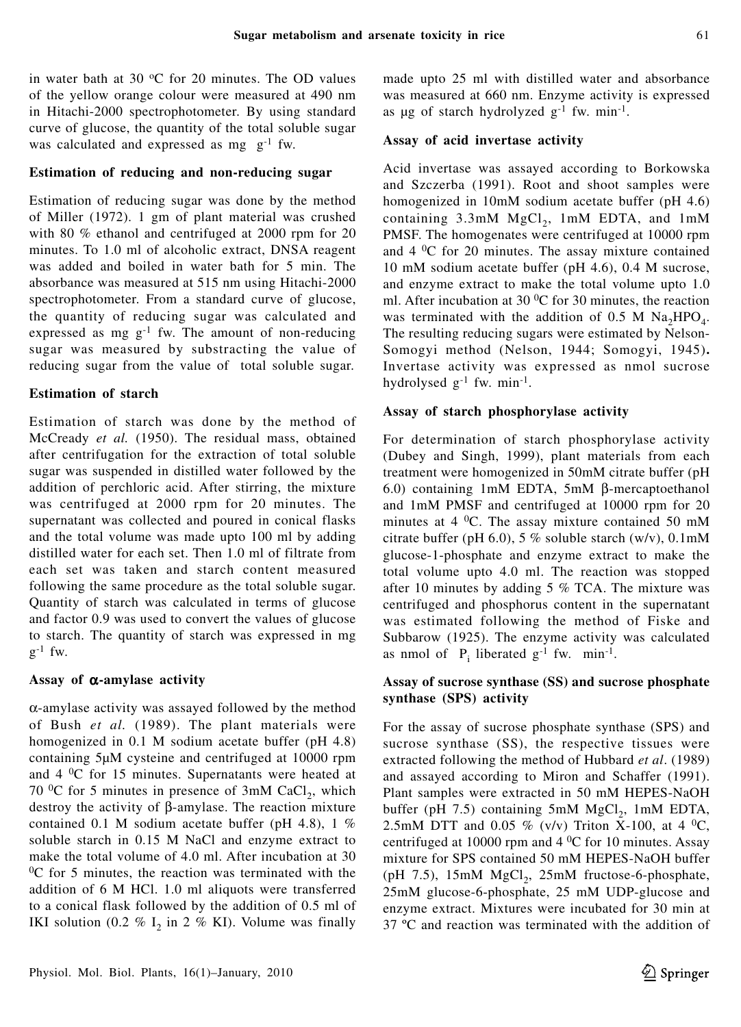in water bath at 30 °C for 20 minutes. The OD values of the yellow orange colour were measured at 490 nm in Hitachi-2000 spectrophotometer. By using standard curve of glucose, the quantity of the total soluble sugar was calculated and expressed as mg $g^{-1}$ fw.

## Estimation of reducing and non-reducing sugar

Estimation of reducing sugar was done by the method of Miller (1972). 1 gm of plant material was crushed with 80 % ethanol and centrifuged at 2000 rpm for 20 minutes. To 1.0 ml of alcoholic extract, DNSA reagent was added and boiled in water bath for 5 min. The absorbance was measured at 515 nm using Hitachi-2000 spectrophotometer. From a standard curve of glucose, the quantity of reducing sugar was calculated and expressed as mg $g^{-1}$ fw. The amount of non-reducing sugar was measured by substracting the value of reducing sugar from the value of total soluble sugar.

## Estimation of starch

Estimation of starch was done by the method of McCready *et al.* (1950). The residual mass, obtained after centrifugation for the extraction of total soluble sugar was suspended in distilled water followed by the addition of perchloric acid. After stirring, the mixture was centrifuged at 2000 rpm for 20 minutes. The supernatant was collected and poured in conical flasks and the total volume was made upto 100 ml by adding distilled water for each set. Then 1.0 ml of filtrate from each set was taken and starch content measured following the same procedure as the total soluble sugar. Quantity of starch was calculated in terms of glucose and factor 0.9 was used to convert the values of glucose to starch. The quantity of starch was expressed in mg $g^{-1}$ fw.

## Assay of α-amylase activity

α-amylase activity was assayed followed by the method of Bush *et al.* (1989). The plant materials were homogenized in 0.1 M sodium acetate buffer (pH 4.8) containing 5μM cysteine and centrifuged at 10000 rpm and 4 °C for 15 minutes. Supernatants were heated at 70 °C for 5 minutes in presence of 3mM $CaCl_2$, which destroy the activity of β-amylase. The reaction mixture contained 0.1 M sodium acetate buffer (pH 4.8), 1 % soluble starch in 0.15 M NaCl and enzyme extract to make the total volume of 4.0 ml. After incubation at 30 °C for 5 minutes, the reaction was terminated with the addition of 6 M HCl. 1.0 ml aliquots were transferred to a conical flask followed by the addition of 0.5 ml of IKI solution (0.2 % $I_2$ in 2 % KI). Volume was finally made upto 25 ml with distilled water and absorbance was measured at 660 nm. Enzyme activity is expressed as μg of starch hydrolyzed $g^{-1}$ fw. $min^{-1}$.

## Assay of acid invertase activity

Acid invertase was assayed according to Borkowska and Szczerba (1991). Root and shoot samples were homogenized in 10mM sodium acetate buffer (pH 4.6) containing 3.3mM $MgCl_2$, 1mM EDTA, and 1mM PMSF. The homogenates were centrifuged at 10000 rpm and 4 °C for 20 minutes. The assay mixture contained 10 mM sodium acetate buffer (pH 4.6), 0.4 M sucrose, and enzyme extract to make the total volume upto 1.0 ml. After incubation at 30 °C for 30 minutes, the reaction was terminated with the addition of 0.5 M $Na_2HPO_4$. The resulting reducing sugars were estimated by Nelson-Somogyi method (Nelson, 1944; Somogyi, 1945). Invertase activity was expressed as nmol sucrose hydrolysed $g^{-1}$ fw. $min^{-1}$.

## Assay of starch phosphorylase activity

For determination of starch phosphorylase activity (Dubey and Singh, 1999), plant materials from each treatment were homogenized in 50mM citrate buffer (pH 6.0) containing 1mM EDTA, 5mM β-mercaptoethanol and 1mM PMSF and centrifuged at 10000 rpm for 20 minutes at 4 °C. The assay mixture contained 50 mM citrate buffer (pH 6.0), 5 % soluble starch (w/v), 0.1mM glucose-1-phosphate and enzyme extract to make the total volume upto 4.0 ml. The reaction was stopped after 10 minutes by adding 5 % TCA. The mixture was centrifuged and phosphorus content in the supernatant was estimated following the method of Fiske and Subbarow (1925). The enzyme activity was calculated as nmol of $P_i$ liberated $g^{-1}$ fw. $min^{-1}$.

## Assay of sucrose synthase (SS) and sucrose phosphate synthase (SPS) activity

For the assay of sucrose phosphate synthase (SPS) and sucrose synthase (SS), the respective tissues were extracted following the method of Hubbard *et al*. (1989) and assayed according to Miron and Schaffer (1991). Plant samples were extracted in 50 mM HEPES-NaOH buffer (pH 7.5) containing 5mM $MgCl_2$, 1mM EDTA, 2.5mM DTT and 0.05 % (v/v) Triton X-100, at 4 °C, centrifuged at 10000 rpm and 4 °C for 10 minutes. Assay mixture for SPS contained 50 mM HEPES-NaOH buffer (pH 7.5), 15mM $MgCl_2$, 25mM fructose-6-phosphate, 25mM glucose-6-phosphate, 25 mM UDP-glucose and enzyme extract. Mixtures were incubated for 30 min at 37 ºC and reaction was terminated with the addition of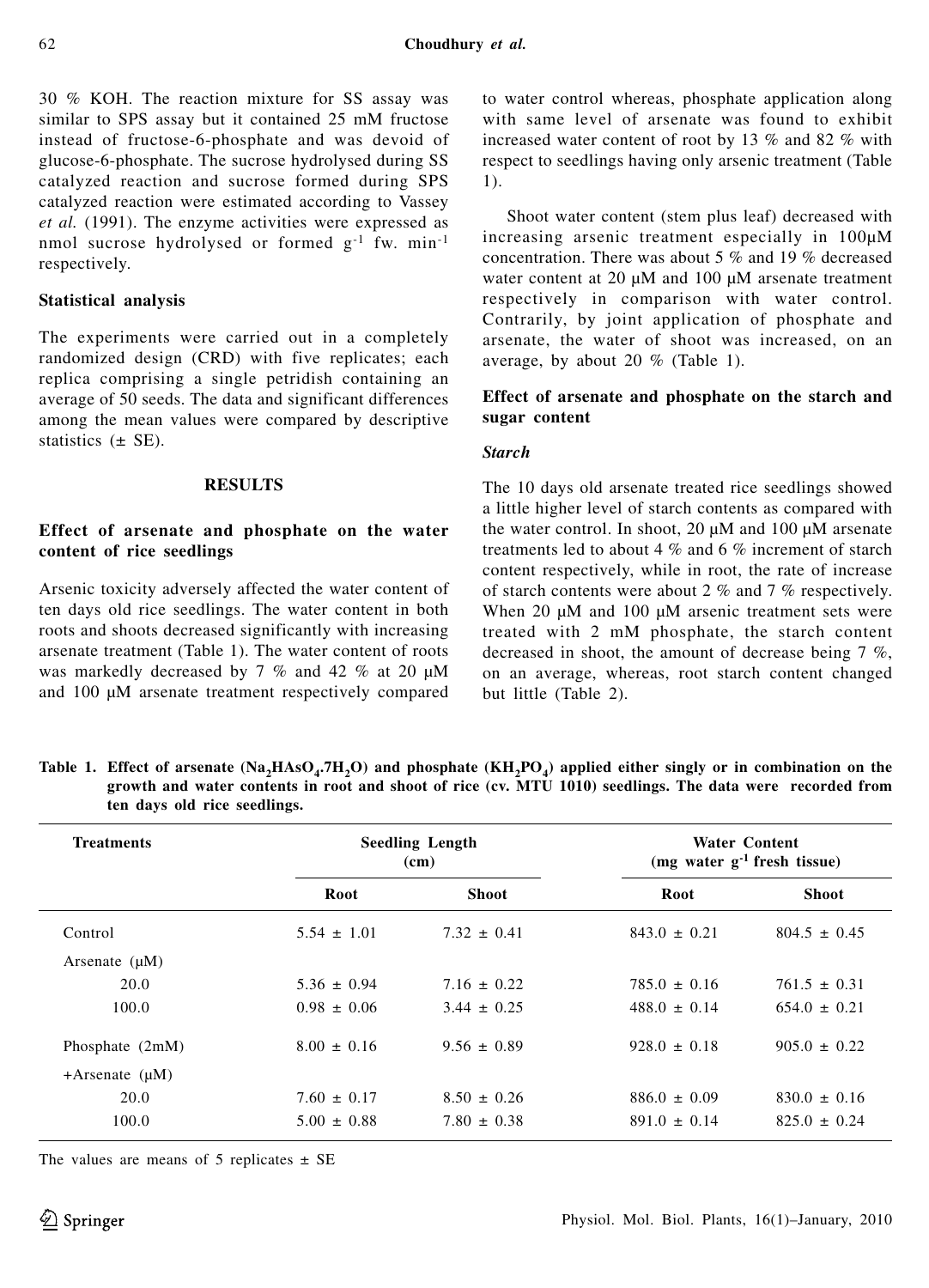30 % KOH. The reaction mixture for SS assay was similar to SPS assay but it contained 25 mM fructose instead of fructose-6-phosphate and was devoid of glucose-6-phosphate. The sucrose hydrolysed during SS catalyzed reaction and sucrose formed during SPS catalyzed reaction were estimated according to Vassey *et al.* (1991). The enzyme activities were expressed as nmol sucrose hydrolysed or formed $g^{-1}$ fw. $min^{-1}$ respectively.

### Statistical analysis

The experiments were carried out in a completely randomized design (CRD) with five replicates; each replica comprising a single petridish containing an average of 50 seeds. The data and significant differences among the mean values were compared by descriptive statistics (± SE).

## RESULTS

### Effect of arsenate and phosphate on the water content of rice seedlings

Arsenic toxicity adversely affected the water content of ten days old rice seedlings. The water content in both roots and shoots decreased significantly with increasing arsenate treatment (Table 1). The water content of roots was markedly decreased by 7 % and 42 % at 20 µM and 100 µM arsenate treatment respectively compared to water control whereas, phosphate application along with same level of arsenate was found to exhibit increased water content of root by 13 % and 82 % with respect to seedlings having only arsenic treatment (Table 1).

Shoot water content (stem plus leaf) decreased with increasing arsenic treatment especially in 100µM concentration. There was about 5 % and 19 % decreased water content at 20 µM and 100 µM arsenate treatment respectively in comparison with water control. Contrarily, by joint application of phosphate and arsenate, the water of shoot was increased, on an average, by about 20 % (Table 1).

### Effect of arsenate and phosphate on the starch and sugar content

#### *Starch*

The 10 days old arsenate treated rice seedlings showed a little higher level of starch contents as compared with the water control. In shoot, 20 µM and 100 µM arsenate treatments led to about 4 % and 6 % increment of starch content respectively, while in root, the rate of increase of starch contents were about 2 % and 7 % respectively. When 20 µM and 100 µM arsenic treatment sets were treated with 2 mM phosphate, the starch content decreased in shoot, the amount of decrease being 7 %, on an average, whereas, root starch content changed but little (Table 2).

**Table 1. Effect of arsenate ($Na_2HAsO_4.7H_2O$) and phosphate ($KH_2PO_4$) applied either singly or in combination on the growth and water contents in root and shoot of rice (cv. MTU 1010) seedlings. The data were recorded from ten days old rice seedlings.**

| Treatments | Seedling Length (cm) | | Water Content (mg water $g^{-1}$ fresh tissue) | |
|---|---|---|---|---|
| | Root | Shoot | Root | Shoot |
| Control | 5.54 ± 1.01 | 7.32 ± 0.41 | 843.0 ± 0.21 | 804.5 ± 0.45 |
| Arsenate (µM) | | | | |
| 20.0 | 5.36 ± 0.94 | 7.16 ± 0.22 | 785.0 ± 0.16 | 761.5 ± 0.31 |
| 100.0 | 0.98 ± 0.06 | 3.44 ± 0.25 | 488.0 ± 0.14 | 654.0 ± 0.21 |
| Phosphate (2mM) | 8.00 ± 0.16 | 9.56 ± 0.89 | 928.0 ± 0.18 | 905.0 ± 0.22 |
| +Arsenate (µM) | | | | |
| 20.0 | 7.60 ± 0.17 | 8.50 ± 0.26 | 886.0 ± 0.09 | 830.0 ± 0.16 |
| 100.0 | 5.00 ± 0.88 | 7.80 ± 0.38 | 891.0 ± 0.14 | 825.0 ± 0.24 |

The values are means of 5 replicates ± SE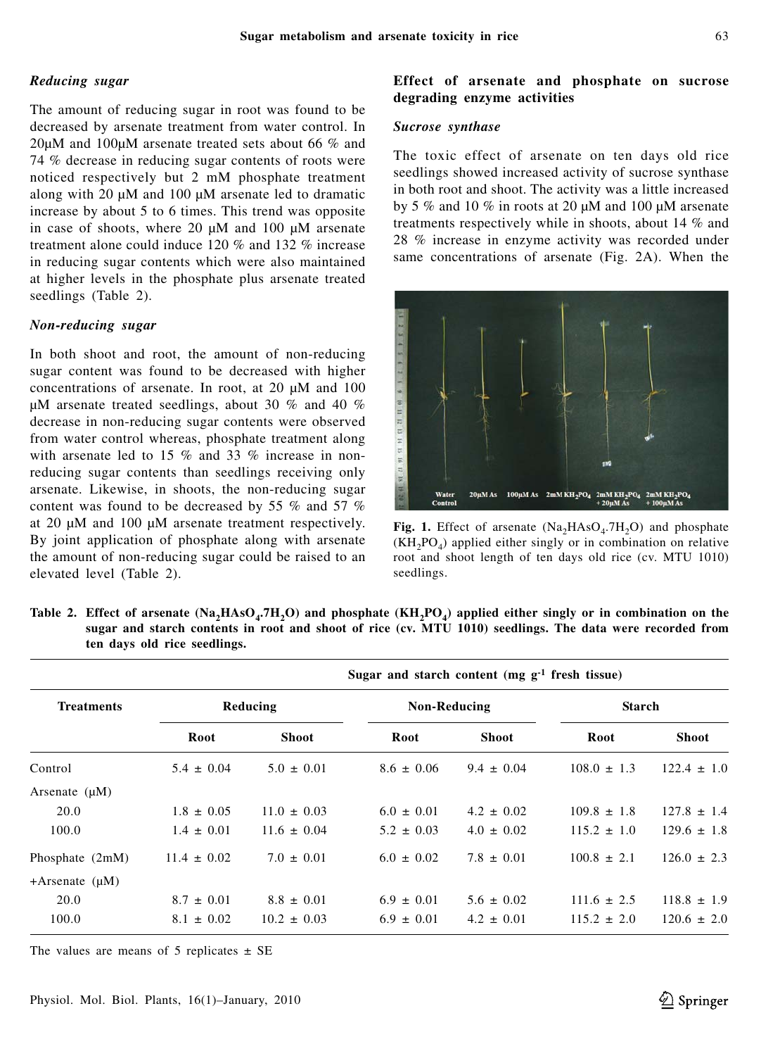### *Reducing sugar*

The amount of reducing sugar in root was found to be decreased by arsenate treatment from water control. In 20μM and 100μM arsenate treated sets about 66 % and 74 % decrease in reducing sugar contents of roots were noticed respectively but 2 mM phosphate treatment along with 20 μM and 100 μM arsenate led to dramatic increase by about 5 to 6 times. This trend was opposite in case of shoots, where 20 μM and 100 μM arsenate treatment alone could induce 120 % and 132 % increase in reducing sugar contents which were also maintained at higher levels in the phosphate plus arsenate treated seedlings (Table 2).

### *Non-reducing sugar*

In both shoot and root, the amount of non-reducing sugar content was found to be decreased with higher concentrations of arsenate. In root, at 20 μM and 100 μM arsenate treated seedlings, about 30 % and 40 % decrease in non-reducing sugar contents were observed from water control whereas, phosphate treatment along with arsenate led to 15 % and 33 % increase in non-reducing sugar contents than seedlings receiving only arsenate. Likewise, in shoots, the non-reducing sugar content was found to be decreased by 55 % and 57 % at 20 μM and 100 μM arsenate treatment respectively. By joint application of phosphate along with arsenate the amount of non-reducing sugar could be raised to an elevated level (Table 2).

## Effect of arsenate and phosphate on sucrose degrading enzyme activities

### *Sucrose synthase*

The toxic effect of arsenate on ten days old rice seedlings showed increased activity of sucrose synthase in both root and shoot. The activity was a little increased by 5 % and 10 % in roots at 20 μM and 100 μM arsenate treatments respectively while in shoots, about 14 % and 28 % increase in enzyme activity was recorded under same concentrations of arsenate (Fig. 2A). When the

**Fig. 1.** Effect of arsenate ($Na_2HAsO_4.7H_2O$) and phosphate ($KH_2PO_4$) applied either singly or in combination on relative root and shoot length of ten days old rice (cv. MTU 1010) seedlings.

**Table 2. Effect of arsenate ($Na_2HAsO_4.7H_2O$) and phosphate ($KH_2PO_4$) applied either singly or in combination on the sugar and starch contents in root and shoot of rice (cv. MTU 1010) seedlings. The data were recorded from ten days old rice seedlings.**

| Treatments | Sugar and starch content (mg $g^{-1}$ fresh tissue) | | | | | |
|---|---|---|---|---|---|---|
| | Reducing | | Non-Reducing | | Starch | |
| | Root | Shoot | Root | Shoot | Root | Shoot |
| Control | 5.4 ± 0.04 | 5.0 ± 0.01 | 8.6 ± 0.06 | 9.4 ± 0.04 | 108.0 ± 1.3 | 122.4 ± 1.0 |
| Arsenate (μM) | | | | | | |
| 20.0 | 1.8 ± 0.05 | 11.0 ± 0.03 | 6.0 ± 0.01 | 4.2 ± 0.02 | 109.8 ± 1.8 | 127.8 ± 1.4 |
| 100.0 | 1.4 ± 0.01 | 11.6 ± 0.04 | 5.2 ± 0.03 | 4.0 ± 0.02 | 115.2 ± 1.0 | 129.6 ± 1.8 |
| Phosphate (2mM) | 11.4 ± 0.02 | 7.0 ± 0.01 | 6.0 ± 0.02 | 7.8 ± 0.01 | 100.8 ± 2.1 | 126.0 ± 2.3 |
| +Arsenate (μM) | | | | | | |
| 20.0 | 8.7 ± 0.01 | 8.8 ± 0.01 | 6.9 ± 0.01 | 5.6 ± 0.02 | 111.6 ± 2.5 | 118.8 ± 1.9 |
| 100.0 | 8.1 ± 0.02 | 10.2 ± 0.03 | 6.9 ± 0.01 | 4.2 ± 0.01 | 115.2 ± 2.0 | 120.6 ± 2.0 |

The values are means of 5 replicates ± SE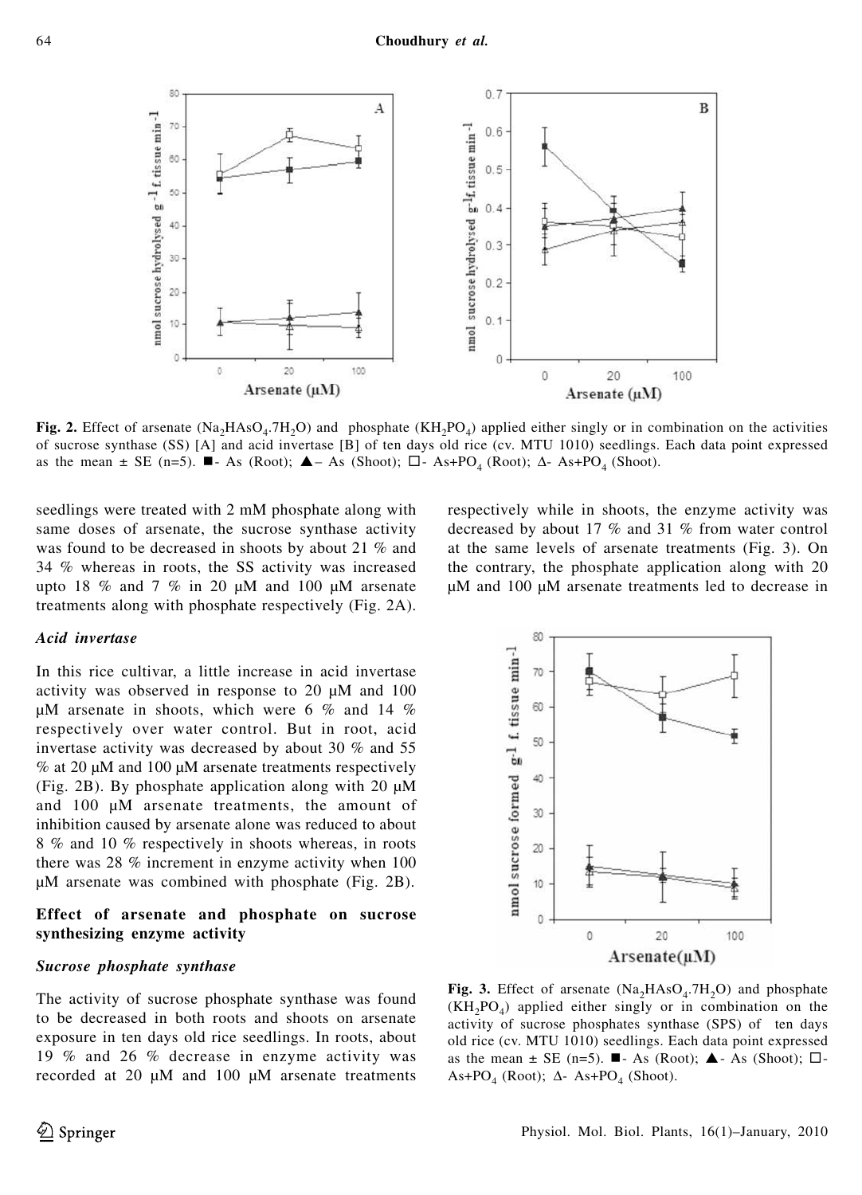**Fig. 2.** Effect of arsenate ($Na_2HAsO_4.7H_2O$) and phosphate ($KH_2PO_4$) applied either singly or in combination on the activities of sucrose synthase (SS) [A] and acid invertase [B] of ten days old rice (cv. MTU 1010) seedlings. Each data point expressed as the mean ± SE (n=5). ■- As (Root); ▲– As (Shoot); □- As+$PO_4$ (Root); Δ- As+$PO_4$ (Shoot).

seedlings were treated with 2 mM phosphate along with same doses of arsenate, the sucrose synthase activity was found to be decreased in shoots by about 21 % and 34 % whereas in roots, the SS activity was increased upto 18 % and 7 % in 20 µM and 100 µM arsenate treatments along with phosphate respectively (Fig. 2A).

### *Acid invertase*

In this rice cultivar, a little increase in acid invertase activity was observed in response to 20 µM and 100 µM arsenate in shoots, which were 6 % and 14 % respectively over water control. But in root, acid invertase activity was decreased by about 30 % and 55 % at 20 µM and 100 µM arsenate treatments respectively (Fig. 2B). By phosphate application along with 20 µM and 100 µM arsenate treatments, the amount of inhibition caused by arsenate alone was reduced to about 8 % and 10 % respectively in shoots whereas, in roots there was 28 % increment in enzyme activity when 100 µM arsenate was combined with phosphate (Fig. 2B).

## Effect of arsenate and phosphate on sucrose synthesizing enzyme activity

### *Sucrose phosphate synthase*

The activity of sucrose phosphate synthase was found to be decreased in both roots and shoots on arsenate exposure in ten days old rice seedlings. In roots, about 19 % and 26 % decrease in enzyme activity was recorded at 20 µM and 100 µM arsenate treatments respectively while in shoots, the enzyme activity was decreased by about 17 % and 31 % from water control at the same levels of arsenate treatments (Fig. 3). On the contrary, the phosphate application along with 20 µM and 100 µM arsenate treatments led to decrease in

**Fig. 3.** Effect of arsenate ($Na_2HAsO_4.7H_2O$) and phosphate ($KH_2PO_4$) applied either singly or in combination on the activity of sucrose phosphates synthase (SPS) of ten days old rice (cv. MTU 1010) seedlings. Each data point expressed as the mean ± SE (n=5). ■- As (Root); ▲- As (Shoot); □- As+$PO_4$ (Root); Δ- As+$PO_4$ (Shoot).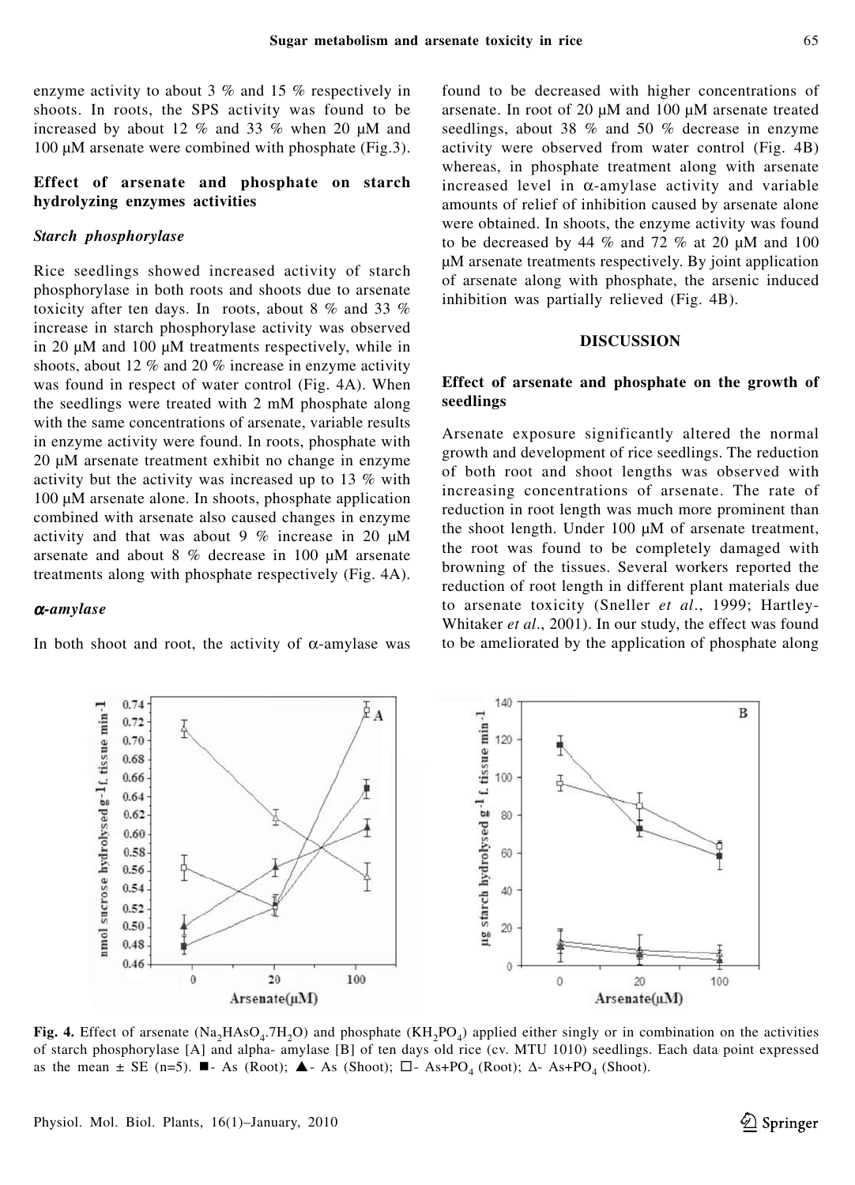enzyme activity to about 3 % and 15 % respectively in shoots. In roots, the SPS activity was found to be increased by about 12 % and 33 % when 20 μM and 100 μM arsenate were combined with phosphate (Fig.3).

### Effect of arsenate and phosphate on starch hydrolyzing enzymes activities

#### *Starch phosphorylase*

Rice seedlings showed increased activity of starch phosphorylase in both roots and shoots due to arsenate toxicity after ten days. In roots, about 8 % and 33 % increase in starch phosphorylase activity was observed in 20 μM and 100 μM treatments respectively, while in shoots, about 12 % and 20 % increase in enzyme activity was found in respect of water control (Fig. 4A). When the seedlings were treated with 2 mM phosphate along with the same concentrations of arsenate, variable results in enzyme activity were found. In roots, phosphate with 20 μM arsenate treatment exhibit no change in enzyme activity but the activity was increased up to 13 % with 100 μM arsenate alone. In shoots, phosphate application combined with arsenate also caused changes in enzyme activity and that was about 9 % increase in 20 μM arsenate and about 8 % decrease in 100 μM arsenate treatments along with phosphate respectively (Fig. 4A).

#### *α-amylase*

In both shoot and root, the activity of α-amylase was found to be decreased with higher concentrations of arsenate. In root of 20 μM and 100 μM arsenate treated seedlings, about 38 % and 50 % decrease in enzyme activity were observed from water control (Fig. 4B) whereas, in phosphate treatment along with arsenate increased level in α-amylase activity and variable amounts of relief of inhibition caused by arsenate alone were obtained. In shoots, the enzyme activity was found to be decreased by 44 % and 72 % at 20 μM and 100 μM arsenate treatments respectively. By joint application of arsenate along with phosphate, the arsenic induced inhibition was partially relieved (Fig. 4B).

## DISCUSSION

### Effect of arsenate and phosphate on the growth of seedlings

Arsenate exposure significantly altered the normal growth and development of rice seedlings. The reduction of both root and shoot lengths was observed with increasing concentrations of arsenate. The rate of reduction in root length was much more prominent than the shoot length. Under 100 μM of arsenate treatment, the root was found to be completely damaged with browning of the tissues. Several workers reported the reduction of root length in different plant materials due to arsenate toxicity (Sneller *et al*., 1999; Hartley-Whitaker *et al*., 2001). In our study, the effect was found to be ameliorated by the application of phosphate along

**Fig. 4.** Effect of arsenate ($Na_2HAsO_4.7H_2O$) and phosphate ($KH_2PO_4$) applied either singly or in combination on the activities of starch phosphorylase [A] and alpha- amylase [B] of ten days old rice (cv. MTU 1010) seedlings. Each data point expressed as the mean ± SE (n=5). ■- As (Root); ▲- As (Shoot); □- As+$PO_4$ (Root); Δ- As+$PO_4$ (Shoot).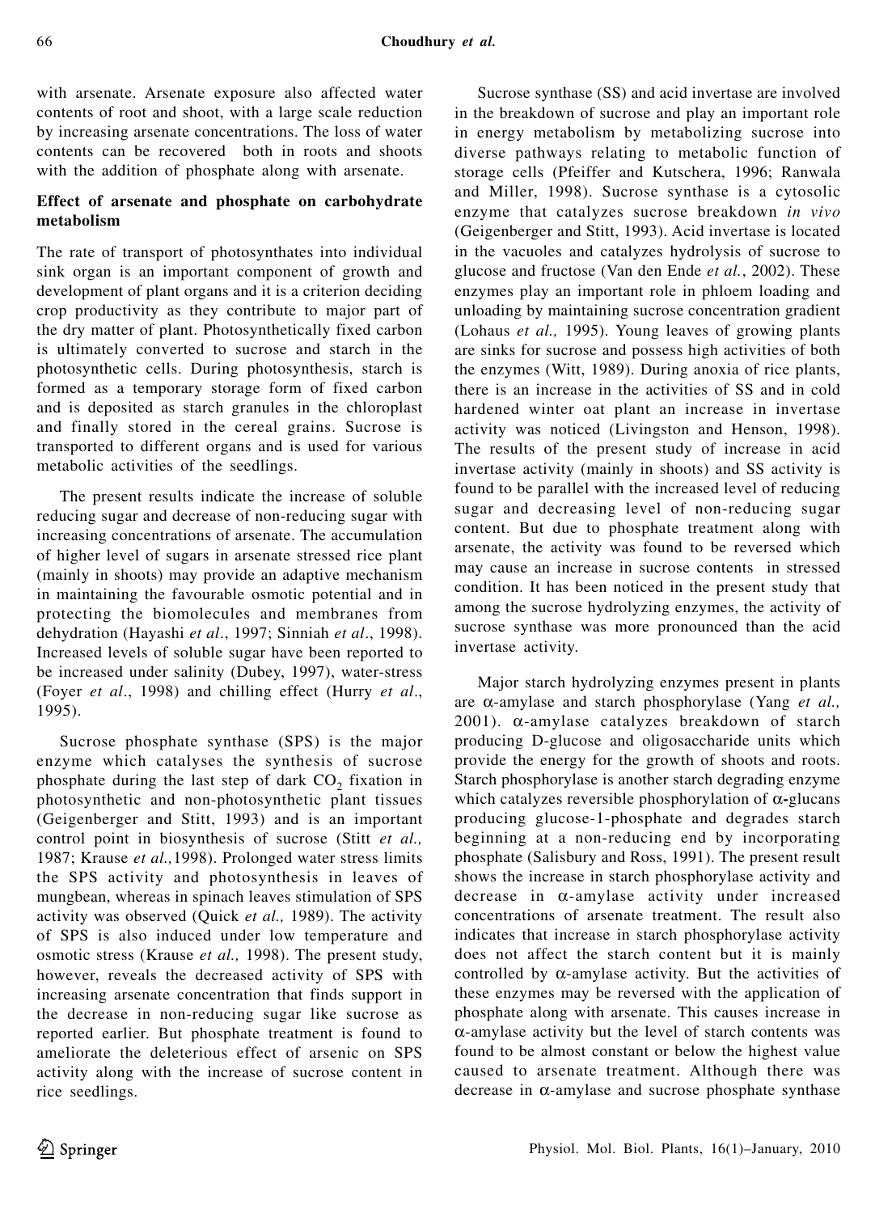with arsenate. Arsenate exposure also affected water contents of root and shoot, with a large scale reduction by increasing arsenate concentrations. The loss of water contents can be recovered both in roots and shoots with the addition of phosphate along with arsenate.

### Effect of arsenate and phosphate on carbohydrate metabolism

The rate of transport of photosynthates into individual sink organ is an important component of growth and development of plant organs and it is a criterion deciding crop productivity as they contribute to major part of the dry matter of plant. Photosynthetically fixed carbon is ultimately converted to sucrose and starch in the photosynthetic cells. During photosynthesis, starch is formed as a temporary storage form of fixed carbon and is deposited as starch granules in the chloroplast and finally stored in the cereal grains. Sucrose is transported to different organs and is used for various metabolic activities of the seedlings.

The present results indicate the increase of soluble reducing sugar and decrease of non-reducing sugar with increasing concentrations of arsenate. The accumulation of higher level of sugars in arsenate stressed rice plant (mainly in shoots) may provide an adaptive mechanism in maintaining the favourable osmotic potential and in protecting the biomolecules and membranes from dehydration (Hayashi *et al*., 1997; Sinniah *et al*., 1998). Increased levels of soluble sugar have been reported to be increased under salinity (Dubey, 1997), water-stress (Foyer *et al*., 1998) and chilling effect (Hurry *et al*., 1995).

Sucrose phosphate synthase (SPS) is the major enzyme which catalyses the synthesis of sucrose phosphate during the last step of dark $CO_2$ fixation in photosynthetic and non-photosynthetic plant tissues (Geigenberger and Stitt, 1993) and is an important control point in biosynthesis of sucrose (Stitt *et al.,* 1987; Krause *et al.,*1998). Prolonged water stress limits the SPS activity and photosynthesis in leaves of mungbean, whereas in spinach leaves stimulation of SPS activity was observed (Quick *et al.,* 1989). The activity of SPS is also induced under low temperature and osmotic stress (Krause *et al.,* 1998). The present study, however, reveals the decreased activity of SPS with increasing arsenate concentration that finds support in the decrease in non-reducing sugar like sucrose as reported earlier. But phosphate treatment is found to ameliorate the deleterious effect of arsenic on SPS activity along with the increase of sucrose content in rice seedlings.

Sucrose synthase (SS) and acid invertase are involved in the breakdown of sucrose and play an important role in energy metabolism by metabolizing sucrose into diverse pathways relating to metabolic function of storage cells (Pfeiffer and Kutschera, 1996; Ranwala and Miller, 1998). Sucrose synthase is a cytosolic enzyme that catalyzes sucrose breakdown *in vivo* (Geigenberger and Stitt, 1993). Acid invertase is located in the vacuoles and catalyzes hydrolysis of sucrose to glucose and fructose (Van den Ende *et al.*, 2002). These enzymes play an important role in phloem loading and unloading by maintaining sucrose concentration gradient (Lohaus *et al.,* 1995). Young leaves of growing plants are sinks for sucrose and possess high activities of both the enzymes (Witt, 1989). During anoxia of rice plants, there is an increase in the activities of SS and in cold hardened winter oat plant an increase in invertase activity was noticed (Livingston and Henson, 1998). The results of the present study of increase in acid invertase activity (mainly in shoots) and SS activity is found to be parallel with the increased level of reducing sugar and decreasing level of non-reducing sugar content. But due to phosphate treatment along with arsenate, the activity was found to be reversed which may cause an increase in sucrose contents in stressed condition. It has been noticed in the present study that among the sucrose hydrolyzing enzymes, the activity of sucrose synthase was more pronounced than the acid invertase activity.

Major starch hydrolyzing enzymes present in plants are α-amylase and starch phosphorylase (Yang *et al.,* 2001). α-amylase catalyzes breakdown of starch producing D-glucose and oligosaccharide units which provide the energy for the growth of shoots and roots. Starch phosphorylase is another starch degrading enzyme which catalyzes reversible phosphorylation of α-glucans producing glucose-1-phosphate and degrades starch beginning at a non-reducing end by incorporating phosphate (Salisbury and Ross, 1991). The present result shows the increase in starch phosphorylase activity and decrease in α-amylase activity under increased concentrations of arsenate treatment. The result also indicates that increase in starch phosphorylase activity does not affect the starch content but it is mainly controlled by α-amylase activity. But the activities of these enzymes may be reversed with the application of phosphate along with arsenate. This causes increase in α-amylase activity but the level of starch contents was found to be almost constant or below the highest value caused to arsenate treatment. Although there was decrease in α-amylase and sucrose phosphate synthase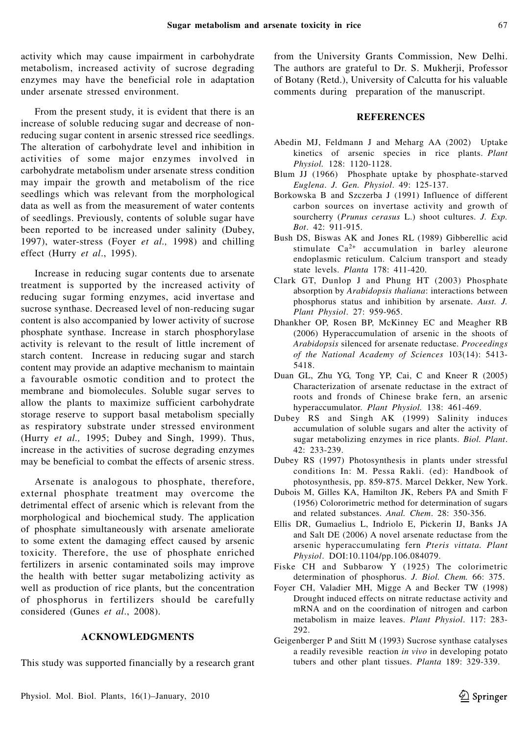activity which may cause impairment in carbohydrate metabolism, increased activity of sucrose degrading enzymes may have the beneficial role in adaptation under arsenate stressed environment.

From the present study, it is evident that there is an increase of soluble reducing sugar and decrease of non-reducing sugar content in arsenic stressed rice seedlings. The alteration of carbohydrate level and inhibition in activities of some major enzymes involved in carbohydrate metabolism under arsenate stress condition may impair the growth and metabolism of the rice seedlings which was relevant from the morphological data as well as from the measurement of water contents of seedlings. Previously, contents of soluble sugar have been reported to be increased under salinity (Dubey, 1997), water-stress (Foyer *et al.,* 1998) and chilling effect (Hurry *et al*., 1995).

Increase in reducing sugar contents due to arsenate treatment is supported by the increased activity of reducing sugar forming enzymes, acid invertase and sucrose synthase. Decreased level of non-reducing sugar content is also accompanied by lower activity of sucrose phosphate synthase. Increase in starch phosphorylase activity is relevant to the result of little increment of starch content. Increase in reducing sugar and starch content may provide an adaptive mechanism to maintain a favourable osmotic condition and to protect the membrane and biomolecules. Soluble sugar serves to allow the plants to maximize sufficient carbohydrate storage reserve to support basal metabolism specially as respiratory substrate under stressed environment (Hurry *et al.,* 1995; Dubey and Singh, 1999). Thus, increase in the activities of sucrose degrading enzymes may be beneficial to combat the effects of arsenic stress.

Arsenate is analogous to phosphate, therefore, external phosphate treatment may overcome the detrimental effect of arsenic which is relevant from the morphological and biochemical study. The application of phosphate simultaneously with arsenate ameliorate to some extent the damaging effect caused by arsenic toxicity. Therefore, the use of phosphate enriched fertilizers in arsenic contaminated soils may improve the health with better sugar metabolizing activity as well as production of rice plants, but the concentration of phosphorus in fertilizers should be carefully considered (Gunes *et al*., 2008).

## ACKNOWLEDGMENTS

This study was supported financially by a research grant from the University Grants Commission, New Delhi. The authors are grateful to Dr. S. Mukherji, Professor of Botany (Retd.), University of Calcutta for his valuable comments during preparation of the manuscript.

## REFERENCES

Abedin MJ, Feldmann J and Meharg AA (2002) Uptake kinetics of arsenic species in rice plants. *Plant Physiol.* 128: 1120-1128.

Blum JJ (1966) Phosphate uptake by phosphate-starved *Euglena*. *J. Gen. Physiol*. 49: 125-137.

Borkowska B and Szczerba J (1991) Influence of different carbon sources on invertase activity and growth of sourcherry (*Prunus cerasus* L.) shoot cultures. *J. Exp. Bot*. 42: 911-915.

Bush DS, Biswas AK and Jones RL (1989) Gibberellic acid stimulate $Ca^{2+}$ accumulation in barley aleurone endoplasmic reticulum. Calcium transport and steady state levels. *Planta* 178: 411-420.

Clark GT, Dunlop J and Phung HT (2003) Phosphate absorption by *Arabidopsis thaliana*: interactions between phosphorus status and inhibition by arsenate. *Aust. J. Plant Physiol*. 27: 959-965.

Dhankher OP, Rosen BP, McKinney EC and Meagher RB (2006) Hyperaccumulation of arsenic in the shoots of *Arabidopsis* silenced for arsenate reductase. *Proceedings of the National Academy of Sciences* 103(14): 5413-5418.

Duan GL, Zhu YG, Tong YP, Cai, C and Kneer R (2005) Characterization of arsenate reductase in the extract of roots and fronds of Chinese brake fern, an arsenic hyperaccumulator. *Plant Physiol.* 138: 461-469.

Dubey RS and Singh AK (1999) Salinity induces accumulation of soluble sugars and alter the activity of sugar metabolizing enzymes in rice plants. *Biol. Plant*. 42: 233-239.

Dubey RS (1997) Photosynthesis in plants under stressful conditions In: M. Pessa Rakli. (ed): Handbook of photosynthesis, pp. 859-875. Marcel Dekker, New York.

Dubois M, Gilles KA, Hamilton JK, Rebers PA and Smith F (1956) Colororimetric method for determination of sugars and related substances. *Anal. Chem*. 28: 350-356.

Ellis DR, Gumaelius L, Indriolo E, Pickerin IJ, Banks JA and Salt DE (2006) A novel arsenate reductase from the arsenic hyperaccumulating fern *Pteris vittata. Plant Physiol*. DOI:10.1104/pp.106.084079.

Fiske CH and Subbarow Y (1925) The colorimetric determination of phosphorus. *J. Biol. Chem.* 66: 375.

Foyer CH, Valadier MH, Migge A and Becker TW (1998) Drought induced effects on nitrate reductase activity and mRNA and on the coordination of nitrogen and carbon metabolism in maize leaves. *Plant Physiol*. 117: 283-292.

Geigenberger P and Stitt M (1993) Sucrose synthase catalyses a readily revesible reaction *in vivo* in developing potato tubers and other plant tissues. *Planta* 189: 329-339.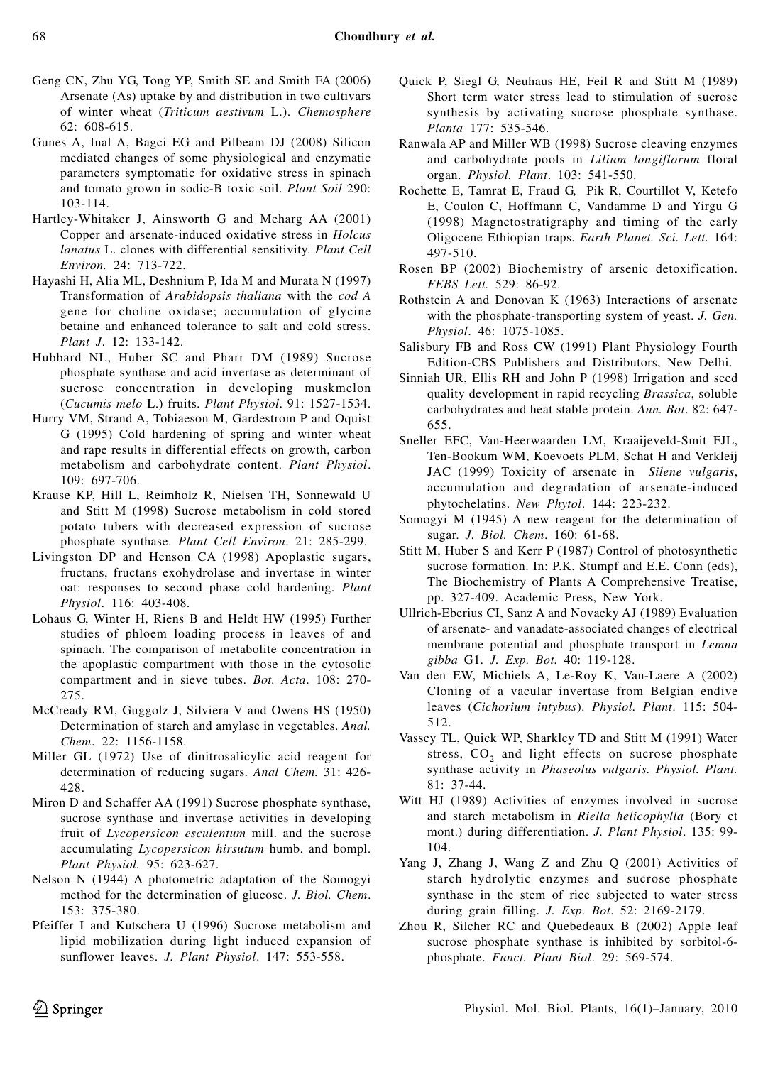Geng CN, Zhu YG, Tong YP, Smith SE and Smith FA (2006) Arsenate (As) uptake by and distribution in two cultivars of winter wheat (*Triticum aestivum* L.). *Chemosphere* 62: 608-615.

Gunes A, Inal A, Bagci EG and Pilbeam DJ (2008) Silicon mediated changes of some physiological and enzymatic parameters symptomatic for oxidative stress in spinach and tomato grown in sodic-B toxic soil. *Plant Soil* 290: 103-114.

Hartley-Whitaker J, Ainsworth G and Meharg AA (2001) Copper and arsenate-induced oxidative stress in *Holcus lanatus* L. clones with differential sensitivity. *Plant Cell Environ.* 24: 713-722.

Hayashi H, Alia ML, Deshnium P, Ida M and Murata N (1997) Transformation of *Arabidopsis thaliana* with the *cod A* gene for choline oxidase; accumulation of glycine betaine and enhanced tolerance to salt and cold stress. *Plant J*. 12: 133-142.

Hubbard NL, Huber SC and Pharr DM (1989) Sucrose phosphate synthase and acid invertase as determinant of sucrose concentration in developing muskmelon (*Cucumis melo* L.) fruits. *Plant Physiol*. 91: 1527-1534.

Hurry VM, Strand A, Tobiaeson M, Gardestrom P and Oquist G (1995) Cold hardening of spring and winter wheat and rape results in differential effects on growth, carbon metabolism and carbohydrate content. *Plant Physiol*. 109: 697-706.

Krause KP, Hill L, Reimholz R, Nielsen TH, Sonnewald U and Stitt M (1998) Sucrose metabolism in cold stored potato tubers with decreased expression of sucrose phosphate synthase. *Plant Cell Environ*. 21: 285-299.

Livingston DP and Henson CA (1998) Apoplastic sugars, fructans, fructans exohydrolase and invertase in winter oat: responses to second phase cold hardening. *Plant Physiol*. 116: 403-408.

Lohaus G, Winter H, Riens B and Heldt HW (1995) Further studies of phloem loading process in leaves of and spinach. The comparison of metabolite concentration in the apoplastic compartment with those in the cytosolic compartment and in sieve tubes. *Bot. Acta*. 108: 270-275.

McCready RM, Guggolz J, Silviera V and Owens HS (1950) Determination of starch and amylase in vegetables. *Anal. Chem*. 22: 1156-1158.

Miller GL (1972) Use of dinitrosalicylic acid reagent for determination of reducing sugars. *Anal Chem.* 31: 426-428.

Miron D and Schaffer AA (1991) Sucrose phosphate synthase, sucrose synthase and invertase activities in developing fruit of *Lycopersicon esculentum* mill. and the sucrose accumulating *Lycopersicon hirsutum* humb. and bompl. *Plant Physiol.* 95: 623-627.

Nelson N (1944) A photometric adaptation of the Somogyi method for the determination of glucose. *J. Biol. Chem*. 153: 375-380.

Pfeiffer I and Kutschera U (1996) Sucrose metabolism and lipid mobilization during light induced expansion of sunflower leaves. *J. Plant Physiol*. 147: 553-558.

Quick P, Siegl G, Neuhaus HE, Feil R and Stitt M (1989) Short term water stress lead to stimulation of sucrose synthesis by activating sucrose phosphate synthase. *Planta* 177: 535-546.

Ranwala AP and Miller WB (1998) Sucrose cleaving enzymes and carbohydrate pools in *Lilium longiflorum* floral organ. *Physiol. Plant*. 103: 541-550.

Rochette E, Tamrat E, Fraud G, Pik R, Courtillot V, Ketefo E, Coulon C, Hoffmann C, Vandamme D and Yirgu G (1998) Magnetostratigraphy and timing of the early Oligocene Ethiopian traps. *Earth Planet. Sci. Lett.* 164: 497-510.

Rosen BP (2002) Biochemistry of arsenic detoxification. *FEBS Lett.* 529: 86-92.

Rothstein A and Donovan K (1963) Interactions of arsenate with the phosphate-transporting system of yeast. *J. Gen. Physiol*. 46: 1075-1085.

Salisbury FB and Ross CW (1991) Plant Physiology Fourth Edition-CBS Publishers and Distributors, New Delhi.

Sinniah UR, Ellis RH and John P (1998) Irrigation and seed quality development in rapid recycling *Brassica*, soluble carbohydrates and heat stable protein. *Ann. Bot*. 82: 647-655.

Sneller EFC, Van-Heerwaarden LM, Kraaijeveld-Smit FJL, Ten-Bookum WM, Koevoets PLM, Schat H and Verkleij JAC (1999) Toxicity of arsenate in *Silene vulgaris*, accumulation and degradation of arsenate-induced phytochelatins. *New Phytol*. 144: 223-232.

Somogyi M (1945) A new reagent for the determination of sugar. *J. Biol. Chem*. 160: 61-68.

Stitt M, Huber S and Kerr P (1987) Control of photosynthetic sucrose formation. In: P.K. Stumpf and E.E. Conn (eds), The Biochemistry of Plants A Comprehensive Treatise, pp. 327-409. Academic Press, New York.

Ullrich-Eberius CI, Sanz A and Novacky AJ (1989) Evaluation of arsenate- and vanadate-associated changes of electrical membrane potential and phosphate transport in *Lemna gibba* G1. *J. Exp. Bot.* 40: 119-128.

Van den EW, Michiels A, Le-Roy K, Van-Laere A (2002) Cloning of a vacular invertase from Belgian endive leaves (*Cichorium intybus*). *Physiol. Plant*. 115: 504-512.

Vassey TL, Quick WP, Sharkley TD and Stitt M (1991) Water stress, $CO_2$ and light effects on sucrose phosphate synthase activity in *Phaseolus vulgaris. Physiol. Plant.* 81: 37-44.

Witt HJ (1989) Activities of enzymes involved in sucrose and starch metabolism in *Riella helicophylla* (Bory et mont.) during differentiation. *J. Plant Physiol*. 135: 99-104.

Yang J, Zhang J, Wang Z and Zhu Q (2001) Activities of starch hydrolytic enzymes and sucrose phosphate synthase in the stem of rice subjected to water stress during grain filling. *J. Exp. Bot*. 52: 2169-2179.

Zhou R, Silcher RC and Quebedeaux B (2002) Apple leaf sucrose phosphate synthase is inhibited by sorbitol-6-phosphate. *Funct. Plant Biol*. 29: 569-574.